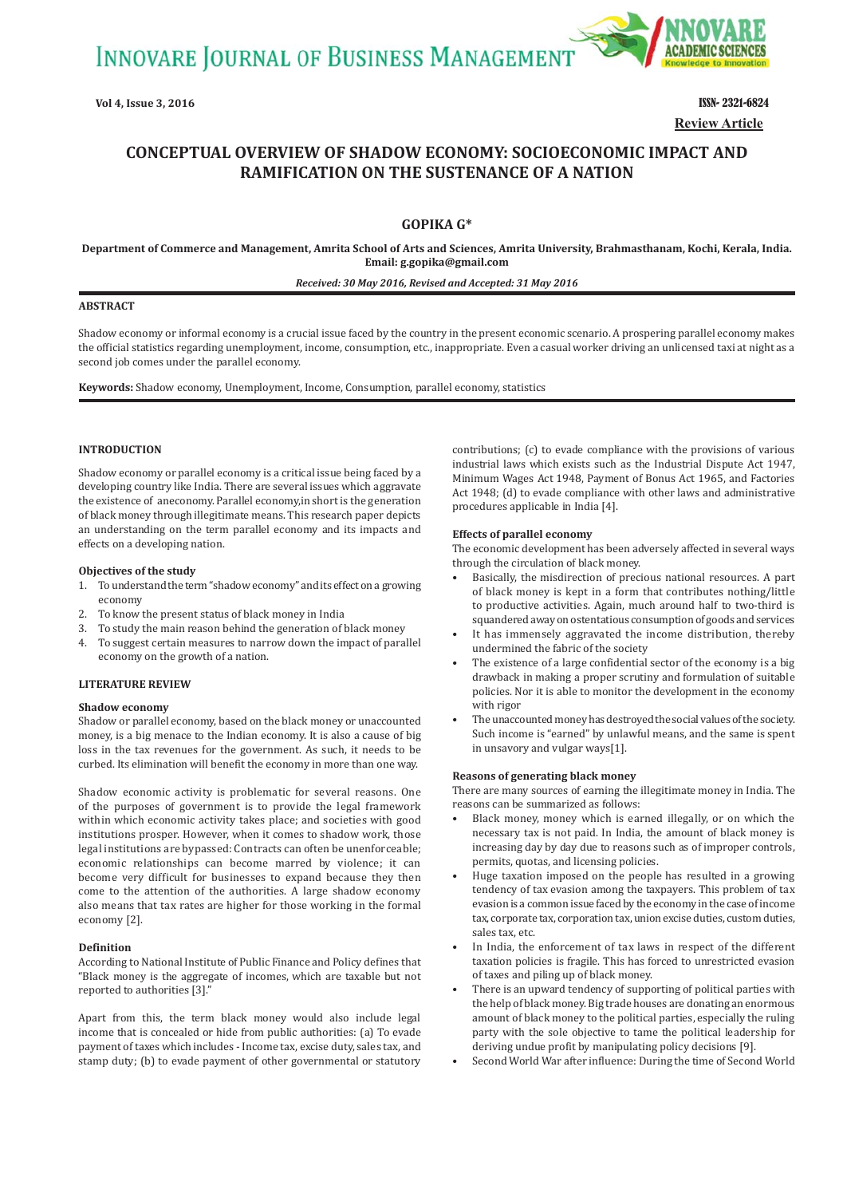Review Article

# CONCEPTUAL OVERVIEW OF SHADOW ECONOMY: SOCIOECONOMIC IMPACT AND RAMIFICATION ON THE SUSTENANCE OF A NATION

**GOPIKA G***

**Department of Commerce and Management, Amrita School of Arts and Sciences, Amrita University, Brahmasthanam, Kochi, Kerala, India. Email: g.gopika@gmail.com**

*Received: 30 May 2016, Revised and Accepted: 31 May 2016*

## ABSTRACT

Shadow economy or informal economy is a crucial issue faced by the country in the present economic scenario. A prospering parallel economy makes the official statistics regarding unemployment, income, consumption, etc., inappropriate. Even a casual worker driving an unlicensed taxi at night as a second job comes under the parallel economy.

**Keywords:** Shadow economy, Unemployment, Income, Consumption, parallel economy, statistics

## INTRODUCTION

Shadow economy or parallel economy is a critical issue being faced by a developing country like India. There are several issues which aggravate the existence of aneconomy. Parallel economy,in short is the generation of black money through illegitimate means. This research paper depicts an understanding on the term parallel economy and its impacts and effects on a developing nation.

### Objectives of the study

1. To understand the term "shadow economy" and its effect on a growing economy
2. To know the present status of black money in India
3. To study the main reason behind the generation of black money
4. To suggest certain measures to narrow down the impact of parallel economy on the growth of a nation.

## LITERATURE REVIEW

### Shadow economy

Shadow or parallel economy, based on the black money or unaccounted money, is a big menace to the Indian economy. It is also a cause of big loss in the tax revenues for the government. As such, it needs to be curbed. Its elimination will benefit the economy in more than one way.

Shadow economic activity is problematic for several reasons. One of the purposes of government is to provide the legal framework within which economic activity takes place; and societies with good institutions prosper. However, when it comes to shadow work, those legal institutions are bypassed: Contracts can often be unenforceable; economic relationships can become marred by violence; it can become very difficult for businesses to expand because they then come to the attention of the authorities. A large shadow economy also means that tax rates are higher for those working in the formal economy [2].

### Definition

According to National Institute of Public Finance and Policy defines that "Black money is the aggregate of incomes, which are taxable but not reported to authorities [3]."

Apart from this, the term black money would also include legal income that is concealed or hide from public authorities: (a) To evade payment of taxes which includes - Income tax, excise duty, sales tax, and stamp duty; (b) to evade payment of other governmental or statutory contributions; (c) to evade compliance with the provisions of various industrial laws which exists such as the Industrial Dispute Act 1947, Minimum Wages Act 1948, Payment of Bonus Act 1965, and Factories Act 1948; (d) to evade compliance with other laws and administrative procedures applicable in India [4].

### Effects of parallel economy

The economic development has been adversely affected in several ways through the circulation of black money.

- Basically, the misdirection of precious national resources. A part of black money is kept in a form that contributes nothing/little to productive activities. Again, much around half to two-third is squandered away on ostentatious consumption of goods and services
- It has immensely aggravated the income distribution, thereby undermined the fabric of the society
- The existence of a large confidential sector of the economy is a big drawback in making a proper scrutiny and formulation of suitable policies. Nor it is able to monitor the development in the economy with rigor
- The unaccounted money has destroyed the social values of the society. Such income is "earned" by unlawful means, and the same is spent in unsavory and vulgar ways[1].

### Reasons of generating black money

There are many sources of earning the illegitimate money in India. The reasons can be summarized as follows:

- Black money, money which is earned illegally, or on which the necessary tax is not paid. In India, the amount of black money is increasing day by day due to reasons such as of improper controls, permits, quotas, and licensing policies.
- Huge taxation imposed on the people has resulted in a growing tendency of tax evasion among the taxpayers. This problem of tax evasion is a common issue faced by the economy in the case of income tax, corporate tax, corporation tax, union excise duties, custom duties, sales tax, etc.
- In India, the enforcement of tax laws in respect of the different taxation policies is fragile. This has forced to unrestricted evasion of taxes and piling up of black money.
- There is an upward tendency of supporting of political parties with the help of black money. Big trade houses are donating an enormous amount of black money to the political parties, especially the ruling party with the sole objective to tame the political leadership for deriving undue profit by manipulating policy decisions [9].
- Second World War after influence: During the time of Second World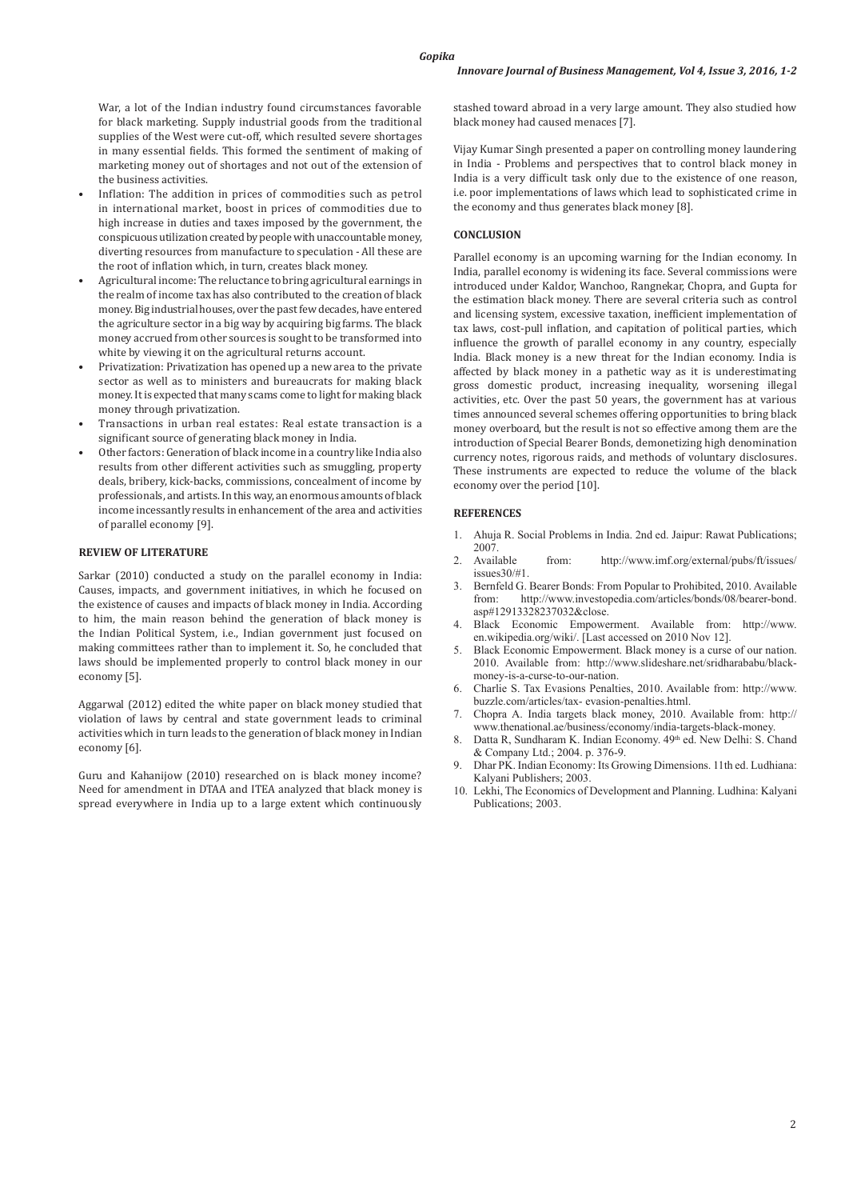War, a lot of the Indian industry found circumstances favorable for black marketing. Supply industrial goods from the traditional supplies of the West were cut-off, which resulted severe shortages in many essential fields. This formed the sentiment of making of marketing money out of shortages and not out of the extension of the business activities.

- Inflation: The addition in prices of commodities such as petrol in international market, boost in prices of commodities due to high increase in duties and taxes imposed by the government, the conspicuous utilization created by people with unaccountable money, diverting resources from manufacture to speculation - All these are the root of inflation which, in turn, creates black money.
- Agricultural income: The reluctance to bring agricultural earnings in the realm of income tax has also contributed to the creation of black money. Big industrial houses, over the past few decades, have entered the agriculture sector in a big way by acquiring big farms. The black money accrued from other sources is sought to be transformed into white by viewing it on the agricultural returns account.
- Privatization: Privatization has opened up a new area to the private sector as well as to ministers and bureaucrats for making black money. It is expected that many scams come to light for making black money through privatization.
- Transactions in urban real estates: Real estate transaction is a significant source of generating black money in India.
- Other factors: Generation of black income in a country like India also results from other different activities such as smuggling, property deals, bribery, kick-backs, commissions, concealment of income by professionals, and artists. In this way, an enormous amounts of black income incessantly results in enhancement of the area and activities of parallel economy [9].

## REVIEW OF LITERATURE

Sarkar (2010) conducted a study on the parallel economy in India: Causes, impacts, and government initiatives, in which he focused on the existence of causes and impacts of black money in India. According to him, the main reason behind the generation of black money is the Indian Political System, i.e., Indian government just focused on making committees rather than to implement it. So, he concluded that laws should be implemented properly to control black money in our economy [5].

Aggarwal (2012) edited the white paper on black money studied that violation of laws by central and state government leads to criminal activities which in turn leads to the generation of black money in Indian economy [6].

Guru and Kahanijow (2010) researched on is black money income? Need for amendment in DTAA and ITEA analyzed that black money is spread everywhere in India up to a large extent which continuously stashed toward abroad in a very large amount. They also studied how black money had caused menaces [7].

Vijay Kumar Singh presented a paper on controlling money laundering in India - Problems and perspectives that to control black money in India is a very difficult task only due to the existence of one reason, i.e. poor implementations of laws which lead to sophisticated crime in the economy and thus generates black money [8].

## CONCLUSION

Parallel economy is an upcoming warning for the Indian economy. In India, parallel economy is widening its face. Several commissions were introduced under Kaldor, Wanchoo, Rangnekar, Chopra, and Gupta for the estimation black money. There are several criteria such as control and licensing system, excessive taxation, inefficient implementation of tax laws, cost-pull inflation, and capitation of political parties, which influence the growth of parallel economy in any country, especially India. Black money is a new threat for the Indian economy. India is affected by black money in a pathetic way as it is underestimating gross domestic product, increasing inequality, worsening illegal activities, etc. Over the past 50 years, the government has at various times announced several schemes offering opportunities to bring black money overboard, but the result is not so effective among them are the introduction of Special Bearer Bonds, demonetizing high denomination currency notes, rigorous raids, and methods of voluntary disclosures. These instruments are expected to reduce the volume of the black economy over the period [10].

## REFERENCES

1. Ahuja R. Social Problems in India. 2nd ed. Jaipur: Rawat Publications; 2007.
2. Available from: http://www.imf.org/external/pubs/ft/issues/issues30/#1.
3. Bernfeld G. Bearer Bonds: From Popular to Prohibited, 2010. Available from: http://www.investopedia.com/articles/bonds/08/bearer-bond.asp#12913328237032&close.
4. Black Economic Empowerment. Available from: http://www.en.wikipedia.org/wiki/. [Last accessed on 2010 Nov 12].
5. Black Economic Empowerment. Black money is a curse of our nation. 2010. Available from: http://www.slideshare.net/sridharababu/black-money-is-a-curse-to-our-nation.
6. Charlie S. Tax Evasions Penalties, 2010. Available from: http://www.buzzle.com/articles/tax- evasion-penalties.html.
7. Chopra A. India targets black money, 2010. Available from: http://www.thenational.ae/business/economy/india-targets-black-money.
8. Datta R, Sundharam K. Indian Economy. 49th ed. New Delhi: S. Chand & Company Ltd.; 2004. p. 376-9.
9. Dhar PK. Indian Economy: Its Growing Dimensions. 11th ed. Ludhiana: Kalyani Publishers; 2003.
10. Lekhi, The Economics of Development and Planning. Ludhina: Kalyani Publications; 2003.